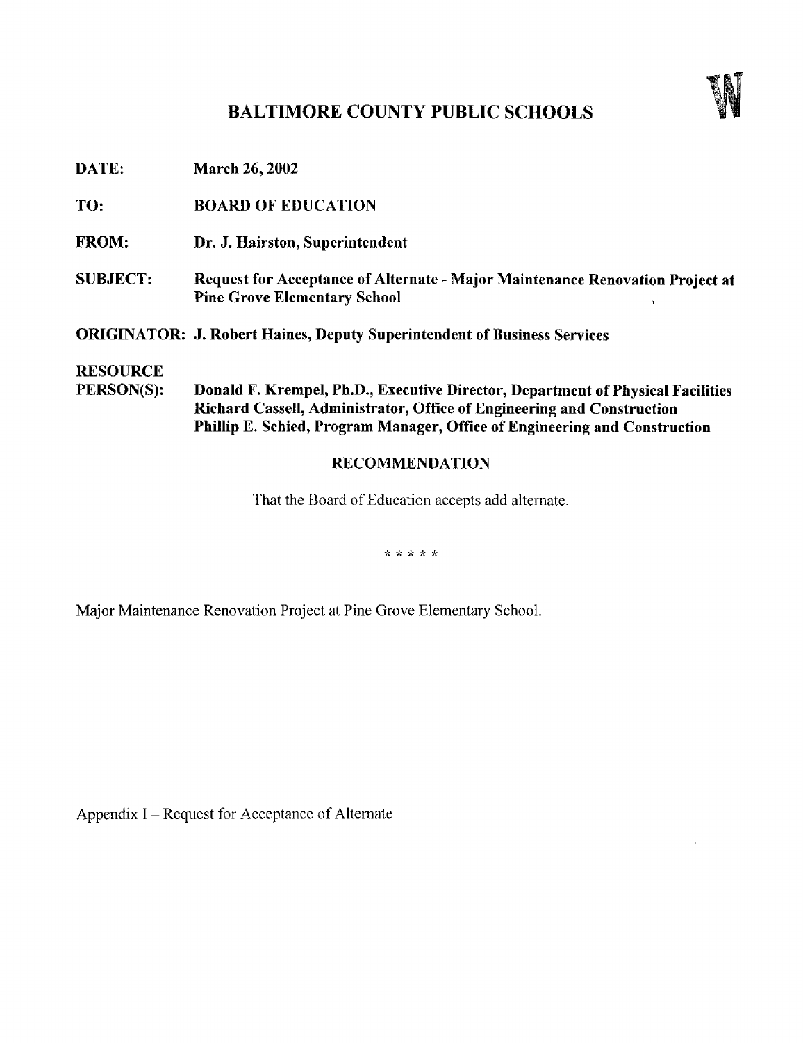# BALTIMORE COUNTY PUBLIC SCHOOLS

W

**DATE:** March 26, 2002

**TO:** BOARD OF EDUCATION

**FROM:** Dr. J. Hairston, Superintendent

**SUBJECT:** Request for Acceptance of Alternate - Major Maintenance Renovation Project at Pine Grove Elementary School

**ORIGINATOR:** J. Robert Haines, Deputy Superintendent of Business Services

**RESOURCE PERSON(S):** Donald F. Krempel, Ph.D., Executive Director, Department of Physical Facilities
Richard Cassell, Administrator, Office of Engineering and Construction
Phillip E. Schied, Program Manager, Office of Engineering and Construction

## RECOMMENDATION

That the Board of Education accepts add alternate.

* * * * *

Major Maintenance Renovation Project at Pine Grove Elementary School.

Appendix I – Request for Acceptance of Alternate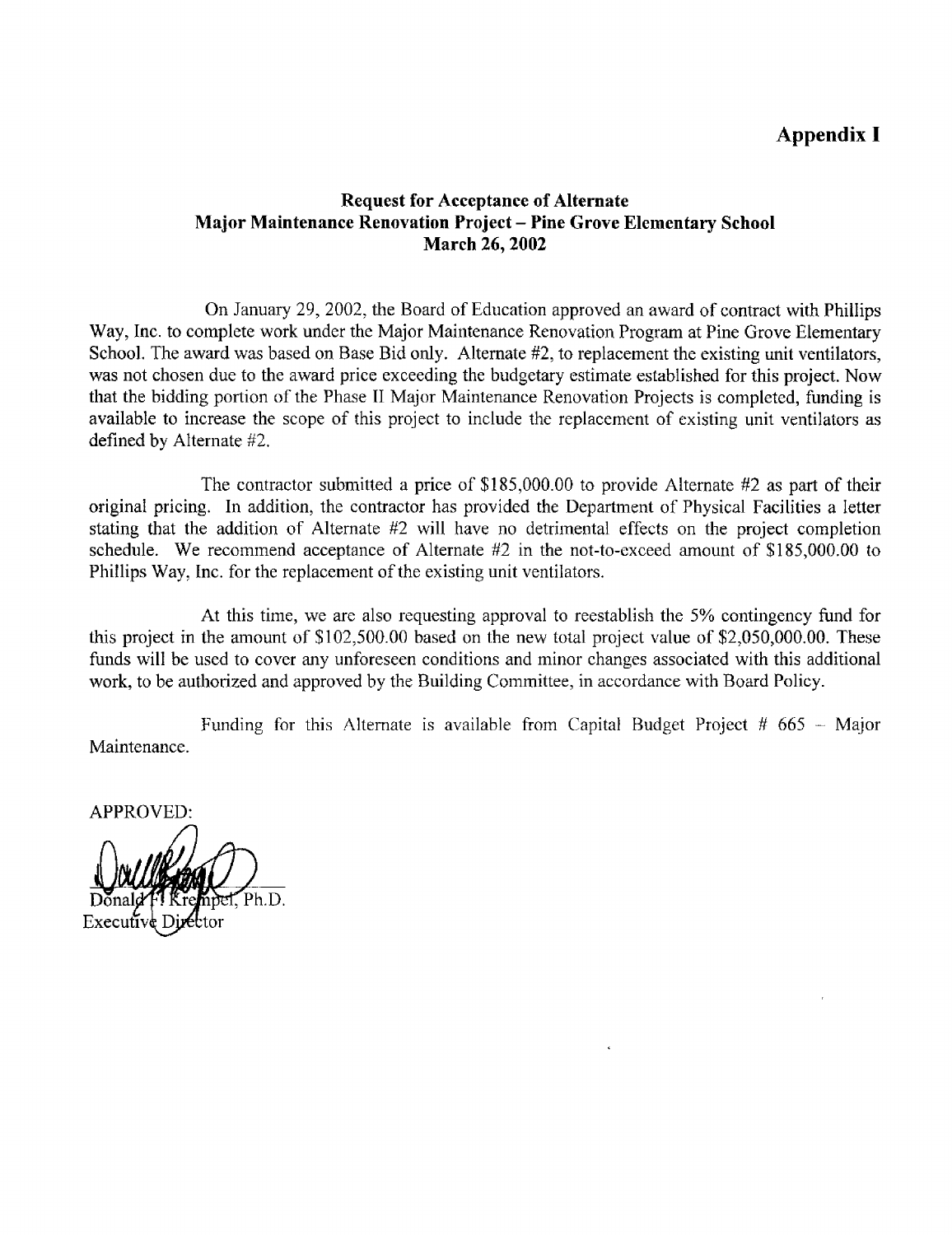# Appendix I

**Request for Acceptance of Alternate**
**Major Maintenance Renovation Project – Pine Grove Elementary School**
**March 26, 2002**

On January 29, 2002, the Board of Education approved an award of contract with Phillips Way, Inc. to complete work under the Major Maintenance Renovation Program at Pine Grove Elementary School. The award was based on Base Bid only. Alternate #2, to replacement the existing unit ventilators, was not chosen due to the award price exceeding the budgetary estimate established for this project. Now that the bidding portion of the Phase II Major Maintenance Renovation Projects is completed, funding is available to increase the scope of this project to include the replacement of existing unit ventilators as defined by Alternate #2.

The contractor submitted a price of $185,000.00 to provide Alternate #2 as part of their original pricing. In addition, the contractor has provided the Department of Physical Facilities a letter stating that the addition of Alternate #2 will have no detrimental effects on the project completion schedule. We recommend acceptance of Alternate #2 in the not-to-exceed amount of $185,000.00 to Phillips Way, Inc. for the replacement of the existing unit ventilators.

At this time, we are also requesting approval to reestablish the 5% contingency fund for this project in the amount of $102,500.00 based on the new total project value of $2,050,000.00. These funds will be used to cover any unforeseen conditions and minor changes associated with this additional work, to be authorized and approved by the Building Committee, in accordance with Board Policy.

Funding for this Alternate is available from Capital Budget Project # 665 – Major Maintenance.

APPROVED:

Donald F. Krempel, Ph.D.
Executive Director